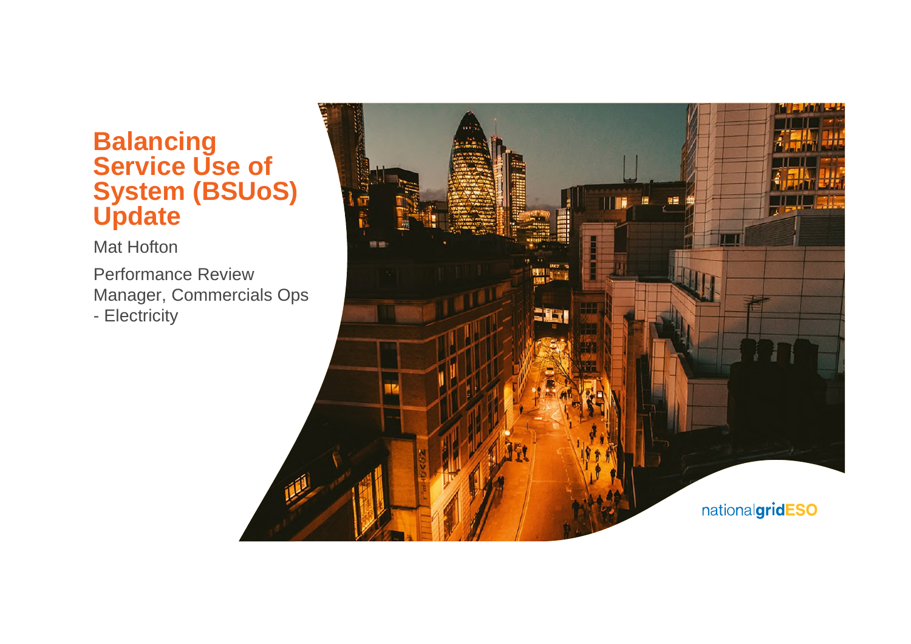# Balancing Service Use of System (BSUoS) Update

Mat Hofton

Performance Review Manager, Commercials Ops - Electricity

nationalgridESO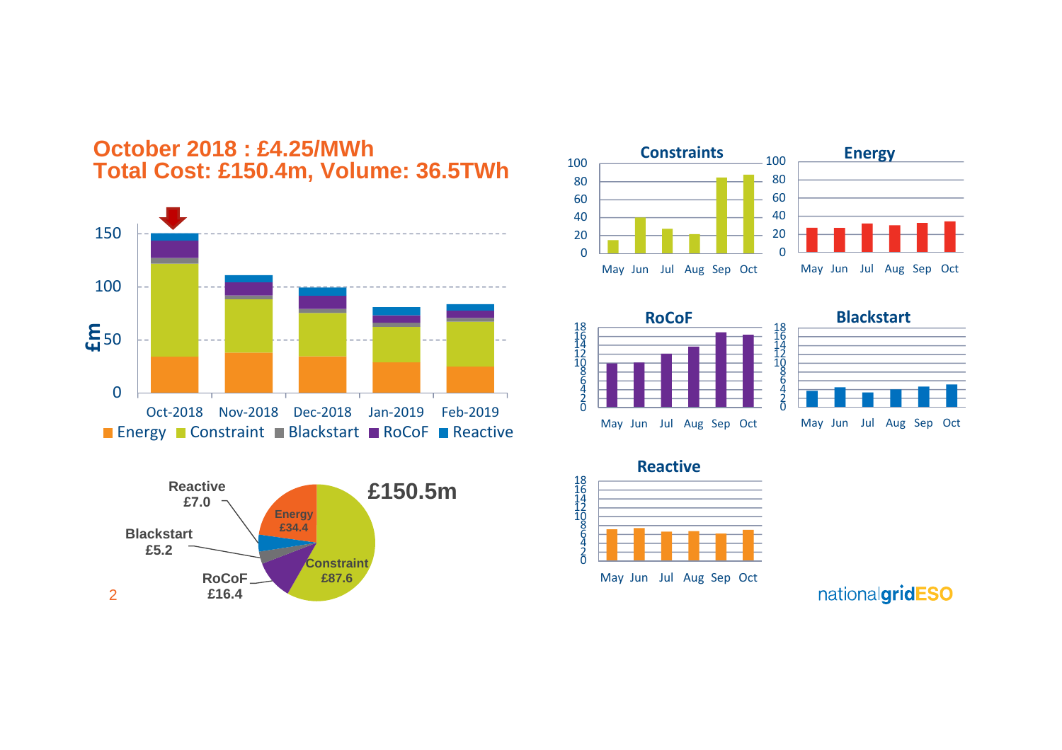# October 2018 : £4.25/MWh
# Total Cost: £150.4m, Volume: 36.5TWh

£m

150
100
50
0

Oct-2018 Nov-2018 Dec-2018 Jan-2019 Feb-2019

Energy Constraint Blackstart RoCoF Reactive

**£150.5m**

Energy £34.4
Constraint £87.6
RoCoF £16.4
Blackstart £5.2
Reactive £7.0

**Constraints**

May Jun Jul Aug Sep Oct

**Energy**

May Jun Jul Aug Sep Oct

**RoCoF**

May Jun Jul Aug Sep Oct

**Blackstart**

May Jun Jul Aug Sep Oct

**Reactive**

May Jun Jul Aug Sep Oct

nationalgridESO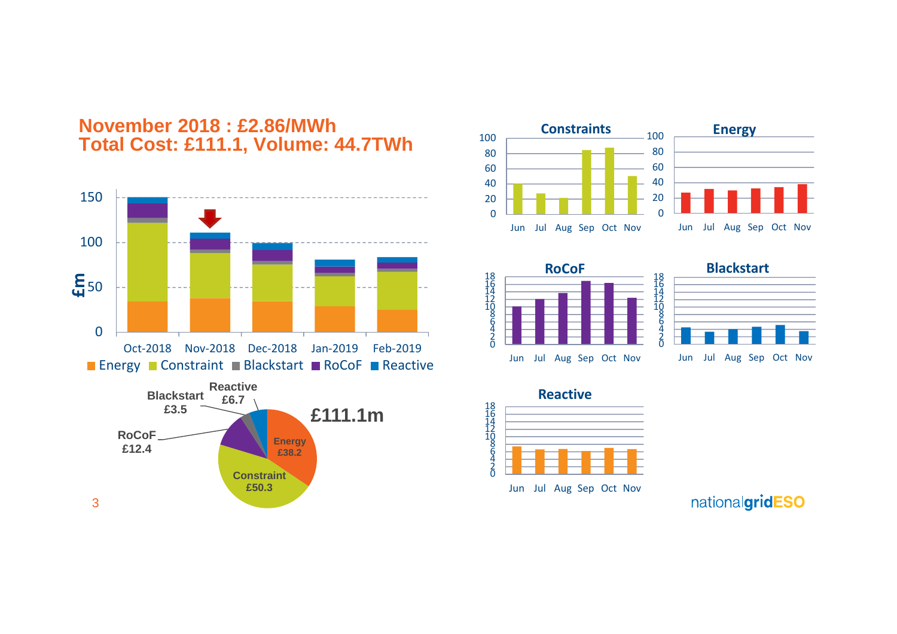# November 2018 : £2.86/MWh
# Total Cost: £111.1, Volume: 44.7TWh

£m

150

100

50

0

Oct-2018 Nov-2018 Dec-2018 Jan-2019 Feb-2019

Energy  Constraint  Blackstart  RoCoF  Reactive

£111.1m

- Energy £38.2
- Constraint £50.3
- RoCoF £12.4
- Blackstart £3.5
- Reactive £6.7

**Constraints**

Jun Jul Aug Sep Oct Nov

**Energy**

Jun Jul Aug Sep Oct Nov

**RoCoF**

Jun Jul Aug Sep Oct Nov

**Blackstart**

Jun Jul Aug Sep Oct Nov

**Reactive**

Jun Jul Aug Sep Oct Nov

nationalgridESO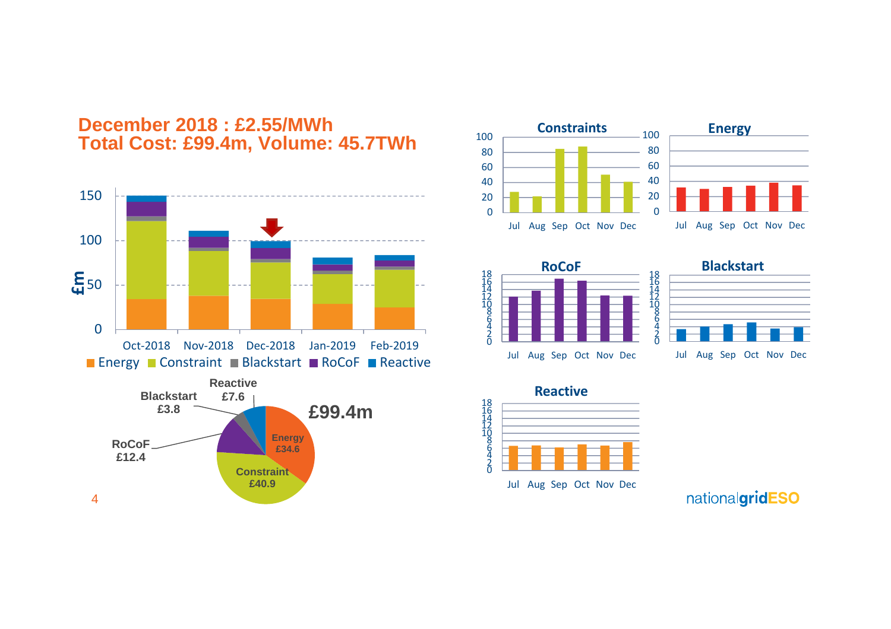# December 2018 : £2.55/MWh
# Total Cost: £99.4m, Volume: 45.7TWh

£m

150
100
50
0

Oct-2018 Nov-2018 Dec-2018 Jan-2019 Feb-2019

Energy Constraint Blackstart RoCoF Reactive

Reactive £7.6

Blackstart £3.8

RoCoF £12.4

Energy £34.6

Constraint £40.9

£99.4m

**Constraints**

**Energy**

**RoCoF**

**Blackstart**

**Reactive**

Jul Aug Sep Oct Nov Dec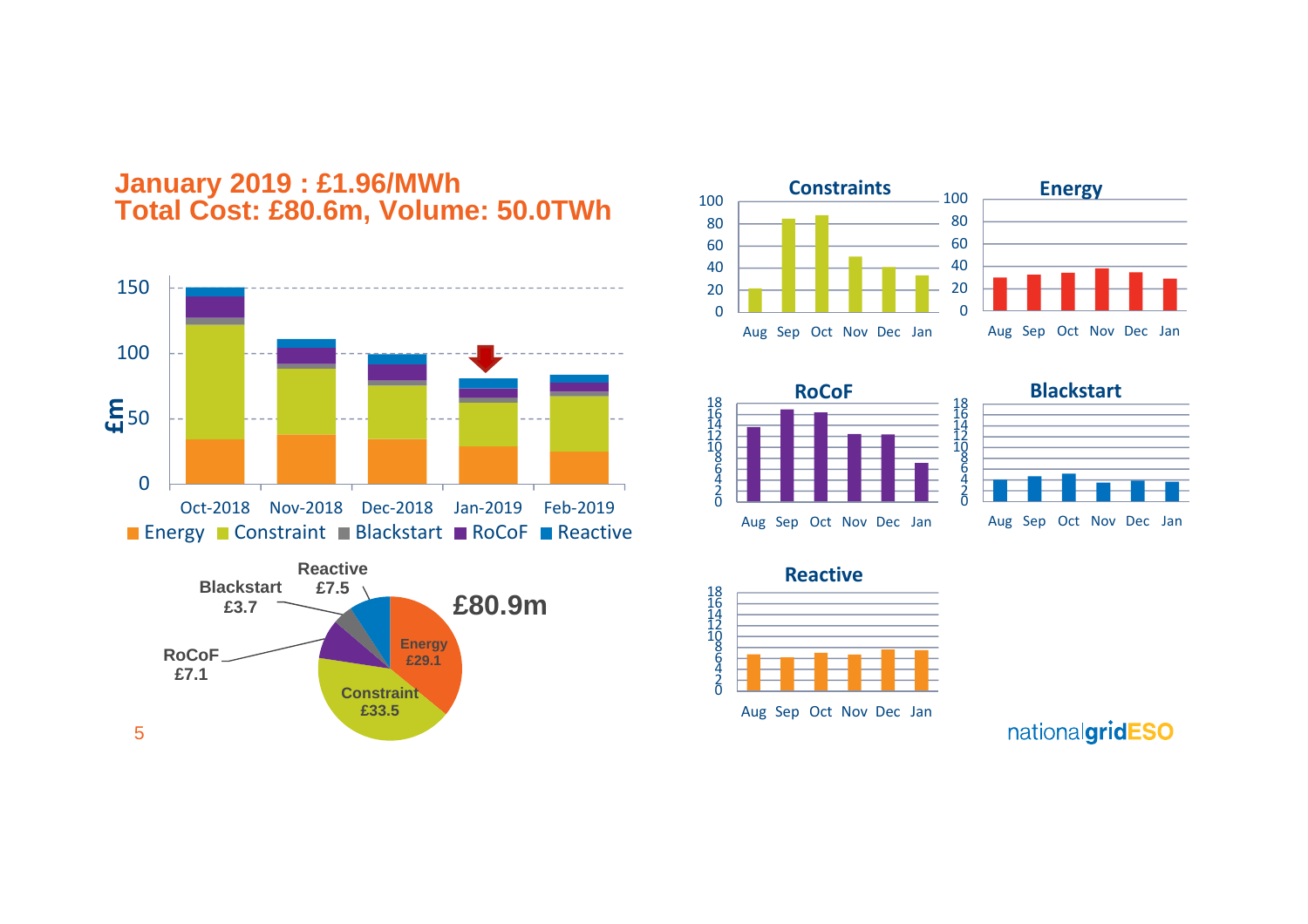# January 2019 : £1.96/MWh
# Total Cost: £80.6m, Volume: 50.0TWh

Energy | Constraint | Blackstart | RoCoF | Reactive

£80.9m

- Energy £29.1
- Constraint £33.5
- RoCoF £7.1
- Blackstart £3.7
- Reactive £7.5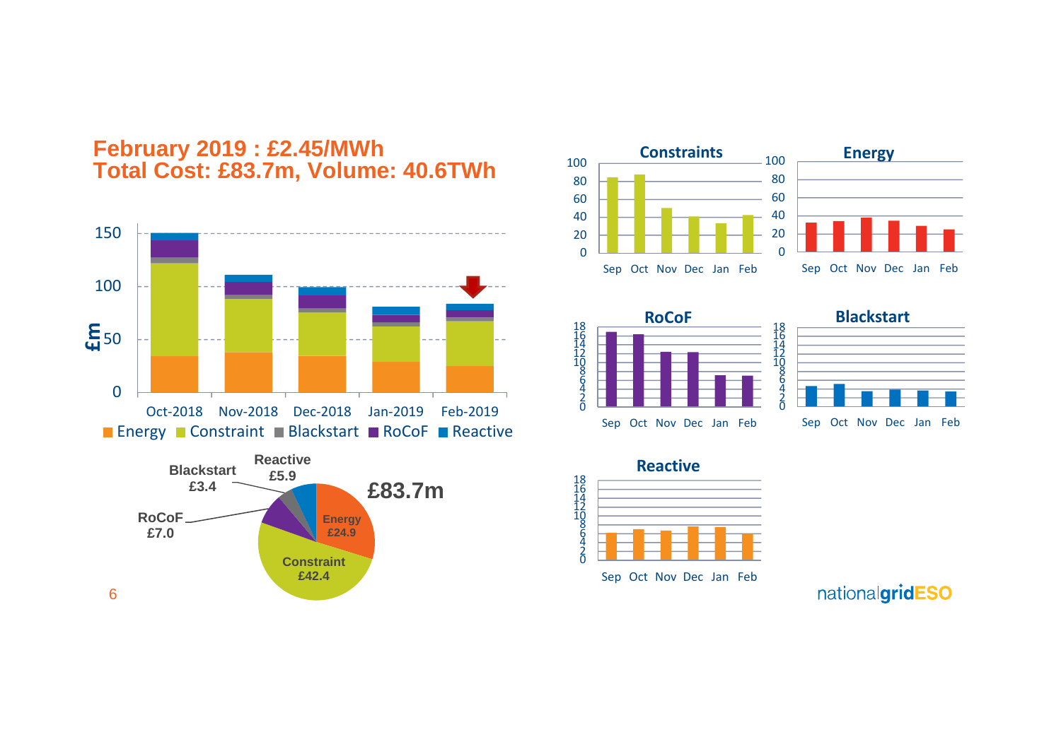# February 2019 : £2.45/MWh
# Total Cost: £83.7m, Volume: 40.6TWh

£m

150

100

50

0

Oct-2018 Nov-2018 Dec-2018 Jan-2019 Feb-2019

Energy Constraint Blackstart RoCoF Reactive

Blackstart £3.4

Reactive £5.9

RoCoF £7.0

Energy £24.9

Constraint £42.4

£83.7m

**Constraints**

100 80 60 40 20 0

Sep Oct Nov Dec Jan Feb

**Energy**

100 80 60 40 20 0

Sep Oct Nov Dec Jan Feb

**RoCoF**

18 16 14 12 10 8 6 4 2 0

Sep Oct Nov Dec Jan Feb

**Blackstart**

18 16 14 12 10 8 6 4 2 0

Sep Oct Nov Dec Jan Feb

**Reactive**

18 16 14 12 10 8 6 4 2 0

Sep Oct Nov Dec Jan Feb

nationalgridESO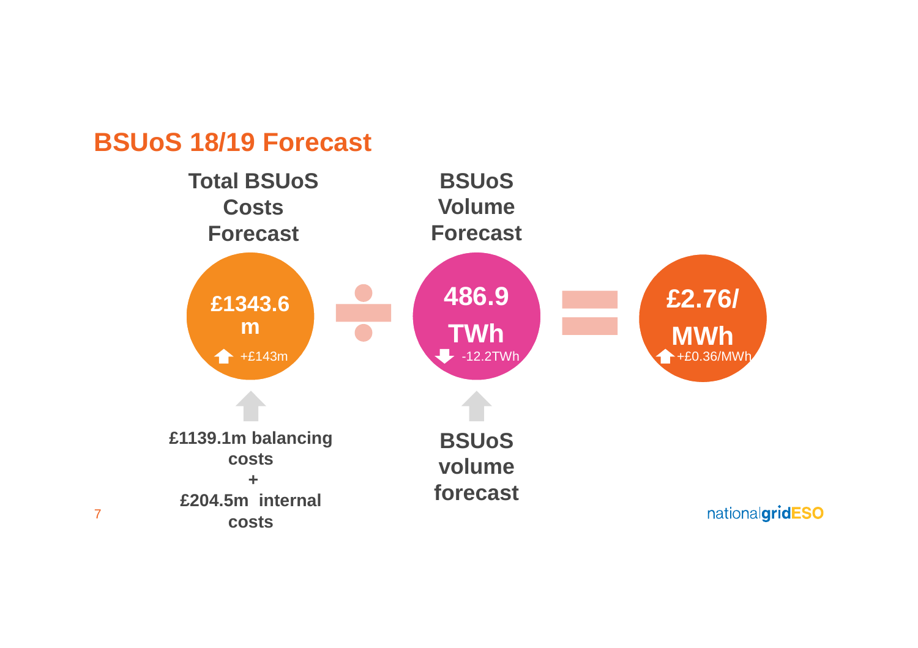# BSUoS 18/19 Forecast

**Total BSUoS Costs Forecast**

**£1343.6m**

+£143m

**£1139.1m balancing costs**
**+**
**£204.5m internal costs**

÷

**BSUoS Volume Forecast**

**486.9 TWh**

-12.2TWh

**BSUoS volume forecast**

=

**£2.76/MWh**

+£0.36/MWh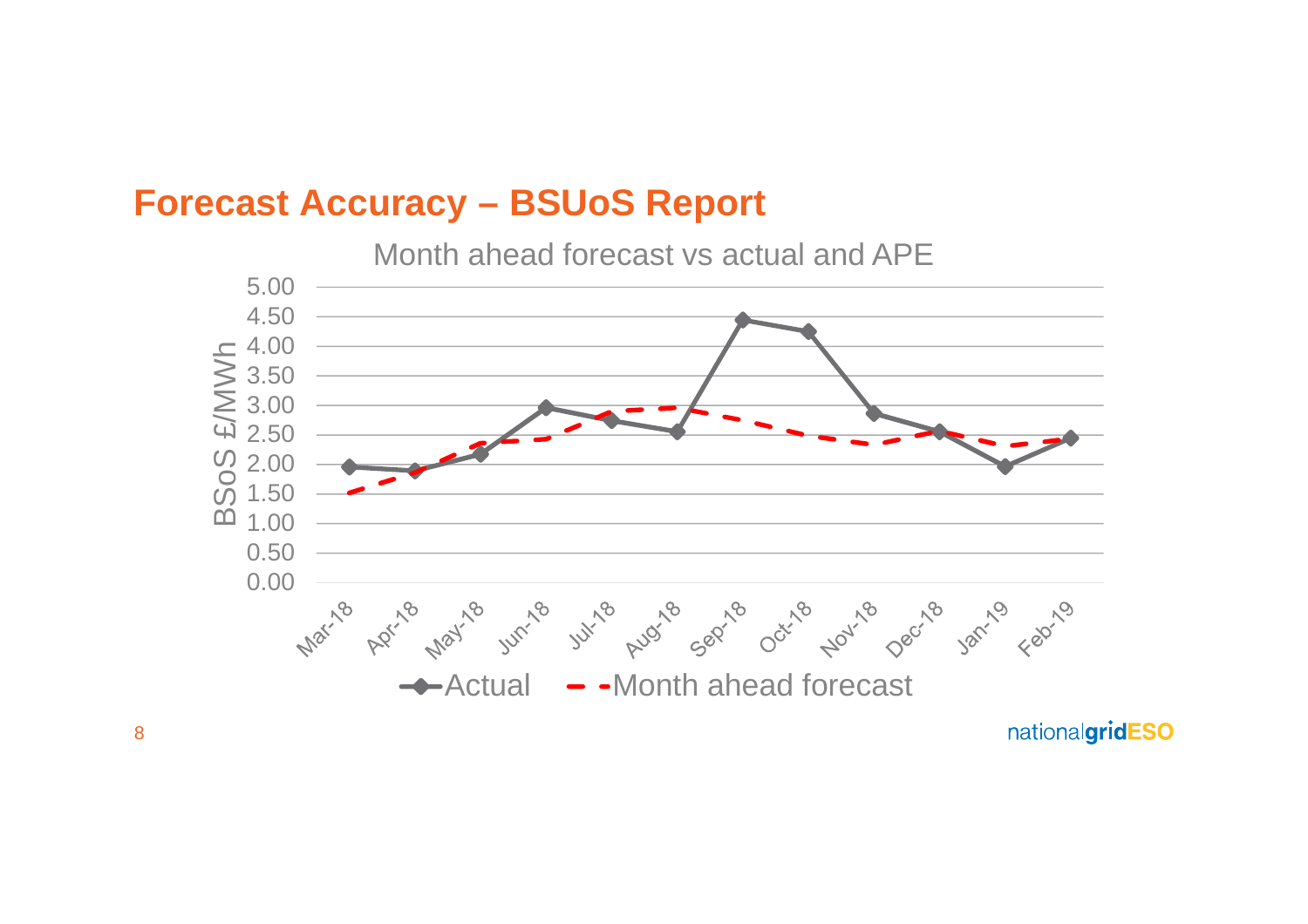# Forecast Accuracy – BSUoS Report

Month ahead forecast vs actual and APE

BSoS £/MWh

5.00
4.50
4.00
3.50
3.00
2.50
2.00
1.50
1.00
0.50
0.00

Mar-18 Apr-18 May-18 Jun-18 Jul-18 Aug-18 Sep-18 Oct-18 Nov-18 Dec-18 Jan-19 Feb-19

Actual — Month ahead forecast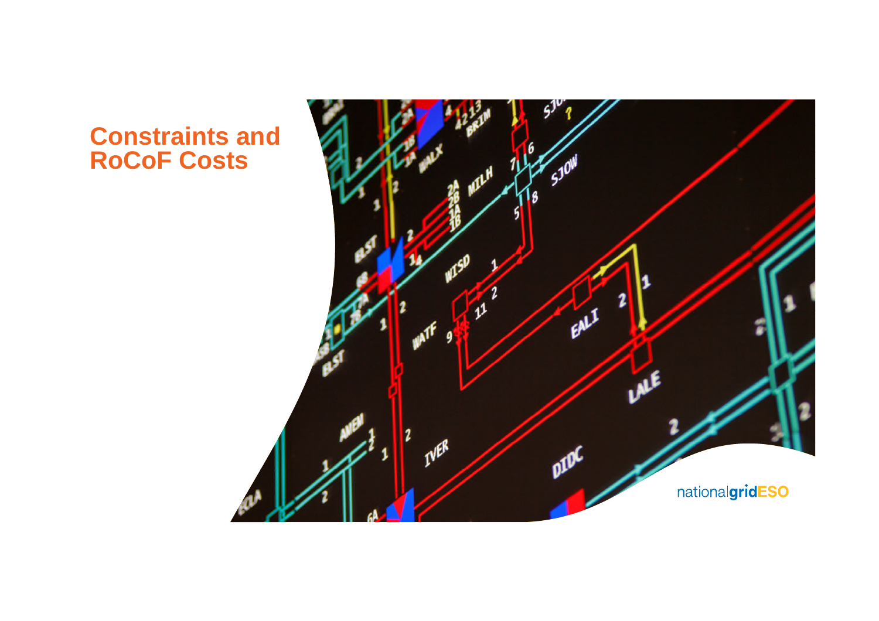# Constraints and RoCoF Costs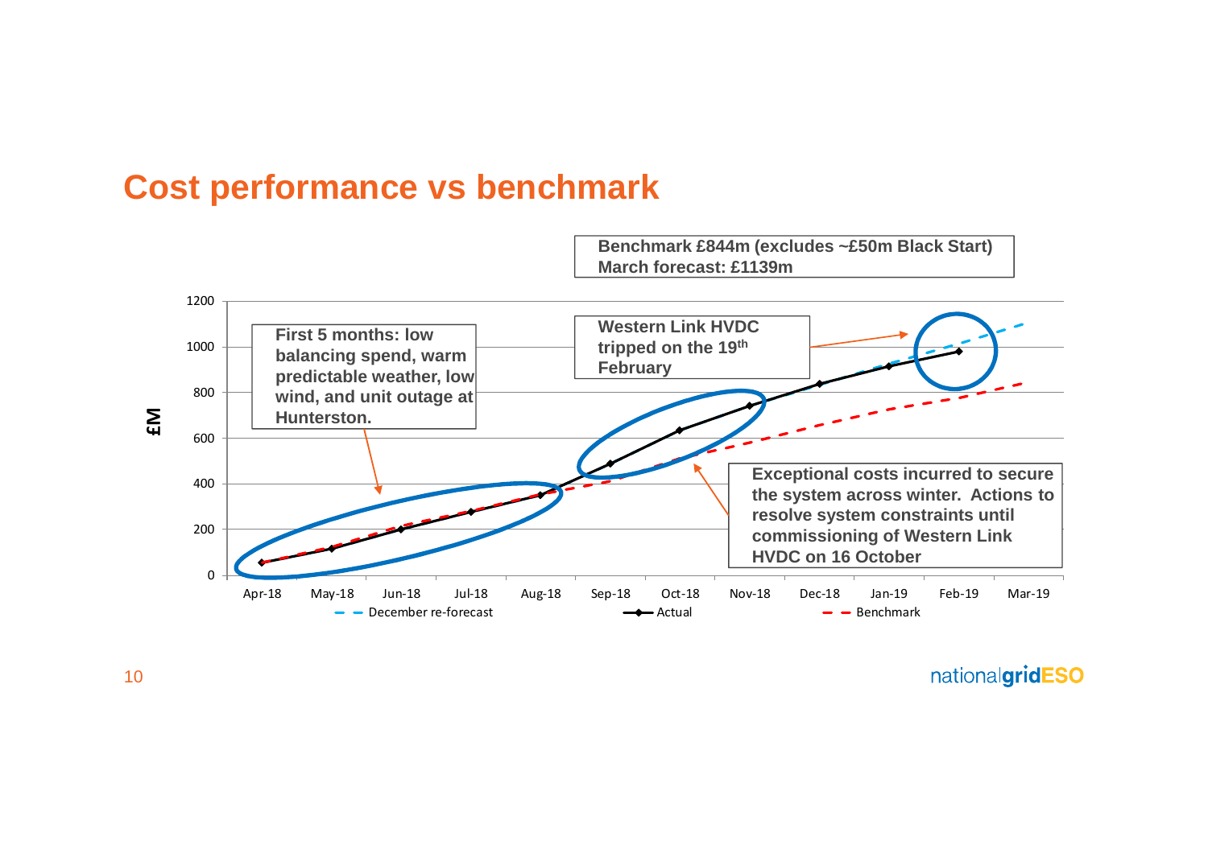# Cost performance vs benchmark

**Benchmark £844m (excludes ~£50m Black Start)**
**March forecast: £1139m**

**First 5 months: low balancing spend, warm predictable weather, low wind, and unit outage at Hunterston.**

**Western Link HVDC tripped on the 19th February**

**Exceptional costs incurred to secure the system across winter. Actions to resolve system constraints until commissioning of Western Link HVDC on 16 October**

£M

1200, 1000, 800, 600, 400, 200, 0

Apr-18, May-18, Jun-18, Jul-18, Aug-18, Sep-18, Oct-18, Nov-18, Dec-18, Jan-19, Feb-19, Mar-19

December re-forecast — Actual — Benchmark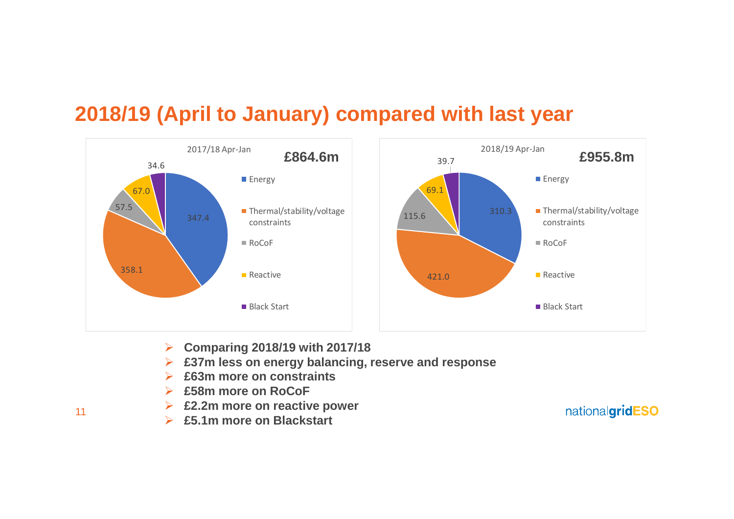# 2018/19 (April to January) compared with last year

2017/18 Apr-Jan **£864.6m**

| Category | Value (£m) |
| --- | --- |
| Energy | 347.4 |
| Thermal/stability/voltage constraints | 358.1 |
| RoCoF | 57.5 |
| Reactive | 67.0 |
| Black Start | 34.6 |

2018/19 Apr-Jan **£955.8m**

| Category | Value (£m) |
| --- | --- |
| Energy | 310.3 |
| Thermal/stability/voltage constraints | 421.0 |
| RoCoF | 115.6 |
| Reactive | 69.1 |
| Black Start | 39.7 |

- **Comparing 2018/19 with 2017/18**
- **£37m less on energy balancing, reserve and response**
- **£63m more on constraints**
- **£58m more on RoCoF**
- **£2.2m more on reactive power**
- **£5.1m more on Blackstart**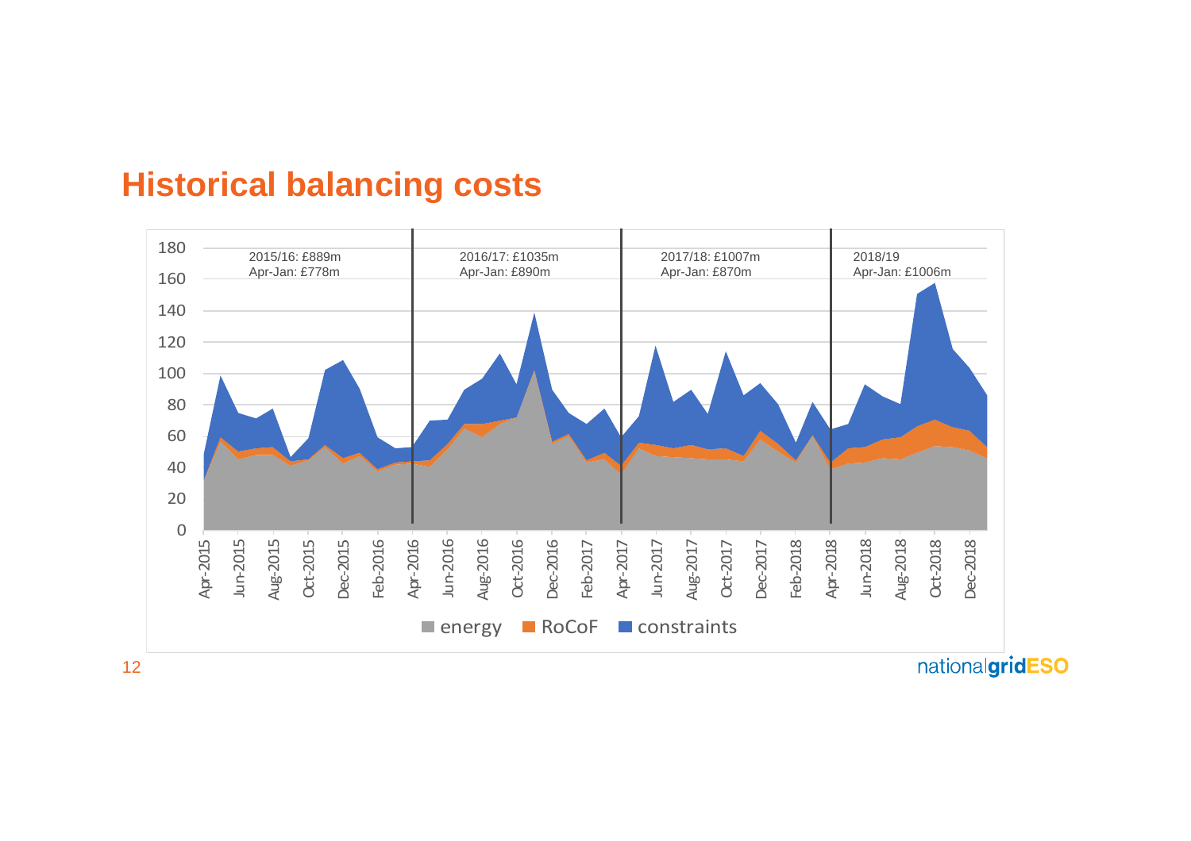# Historical balancing costs

2015/16: £889m
Apr-Jan: £778m

2016/17: £1035m
Apr-Jan: £890m

2017/18: £1007m
Apr-Jan: £870m

2018/19
Apr-Jan: £1006m

■ energy ■ RoCoF ■ constraints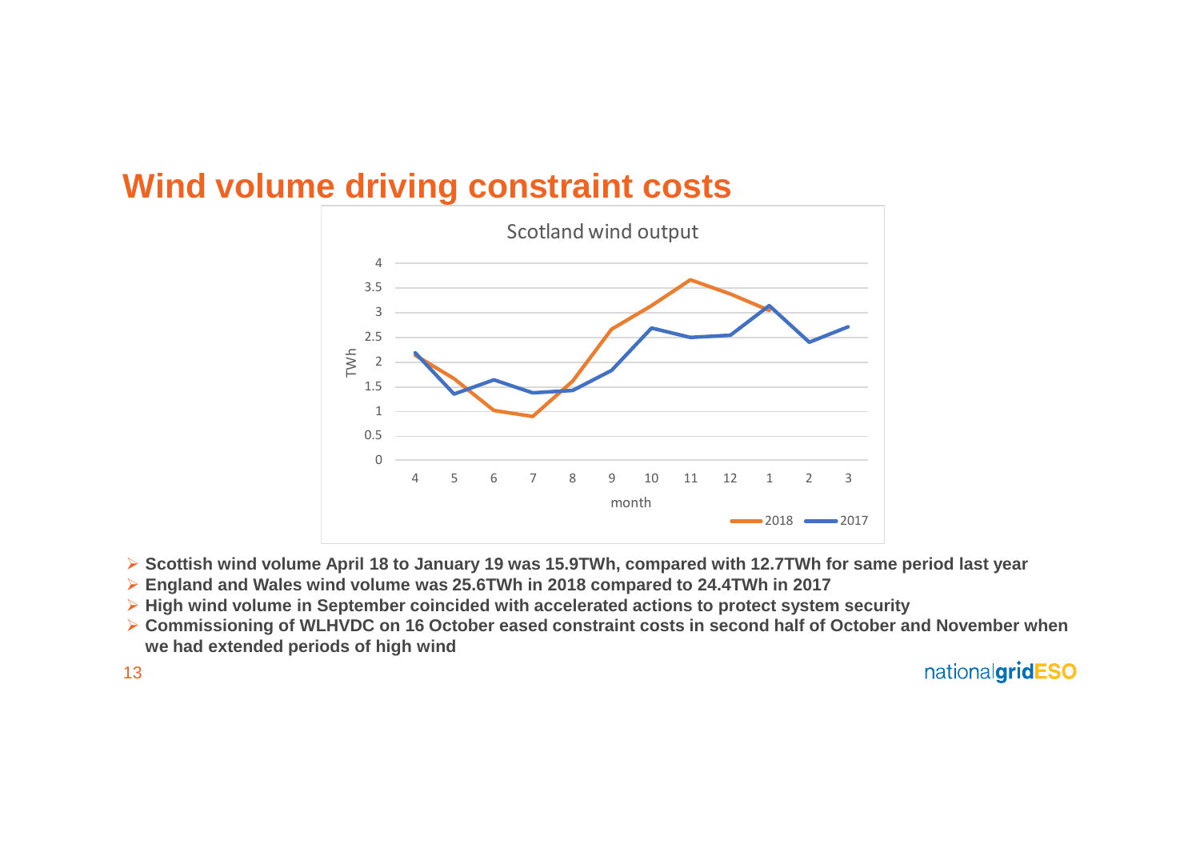# Wind volume driving constraint costs

- Scottish wind volume April 18 to January 19 was 15.9TWh, compared with 12.7TWh for same period last year
- England and Wales wind volume was 25.6TWh in 2018 compared to 24.4TWh in 2017
- High wind volume in September coincided with accelerated actions to protect system security
- Commissioning of WLHVDC on 16 October eased constraint costs in second half of October and November when we had extended periods of high wind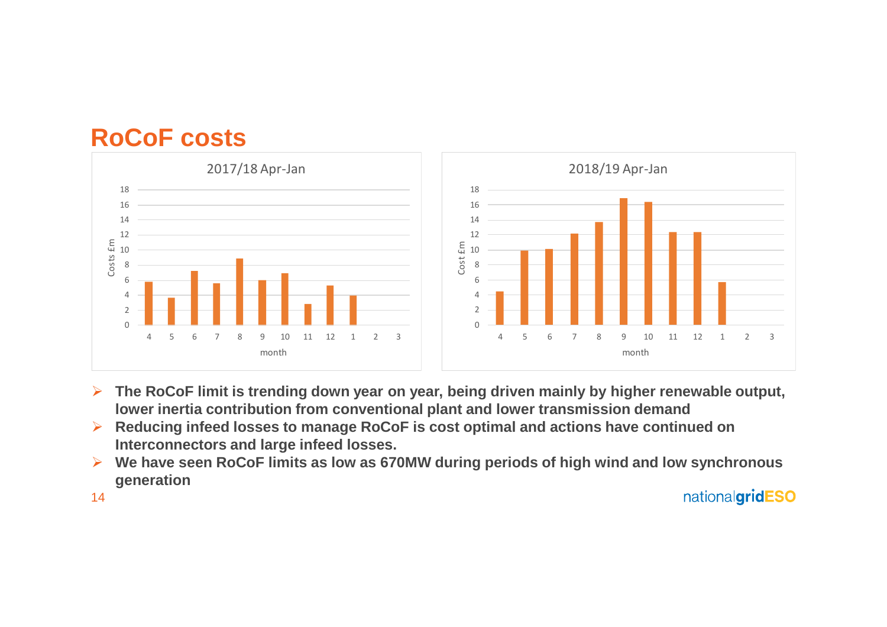# RoCoF costs

- The RoCoF limit is trending down year on year, being driven mainly by higher renewable output, lower inertia contribution from conventional plant and lower transmission demand
- Reducing infeed losses to manage RoCoF is cost optimal and actions have continued on Interconnectors and large infeed losses.
- We have seen RoCoF limits as low as 670MW during periods of high wind and low synchronous generation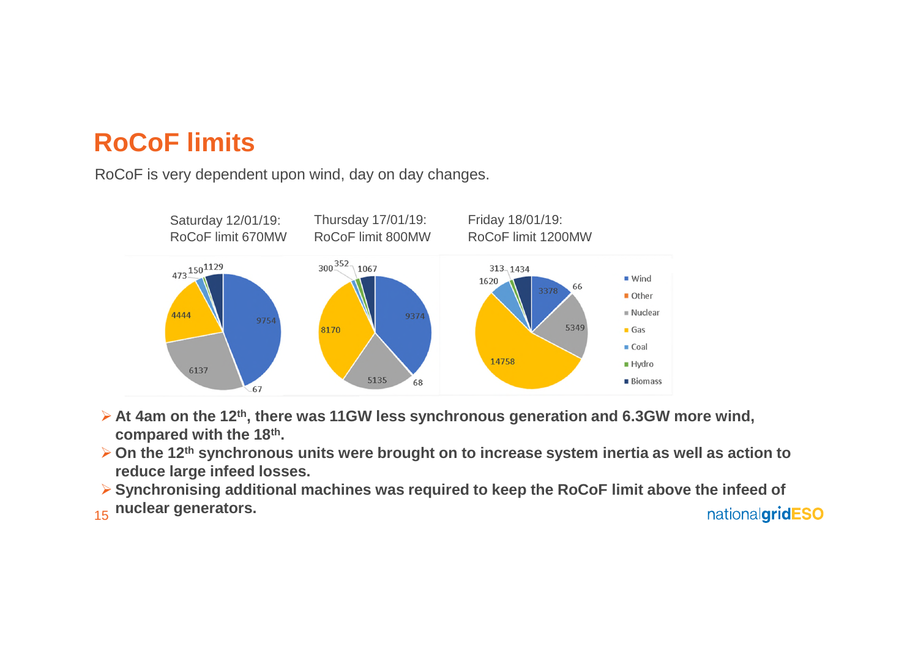# RoCoF limits

RoCoF is very dependent upon wind, day on day changes.

Saturday 12/01/19: RoCoF limit 670MW

Thursday 17/01/19: RoCoF limit 800MW

Friday 18/01/19: RoCoF limit 1200MW

- **At 4am on the 12th, there was 11GW less synchronous generation and 6.3GW more wind, compared with the 18th.**
- **On the 12th synchronous units were brought on to increase system inertia as well as action to reduce large infeed losses.**
- **Synchronising additional machines was required to keep the RoCoF limit above the infeed of nuclear generators.**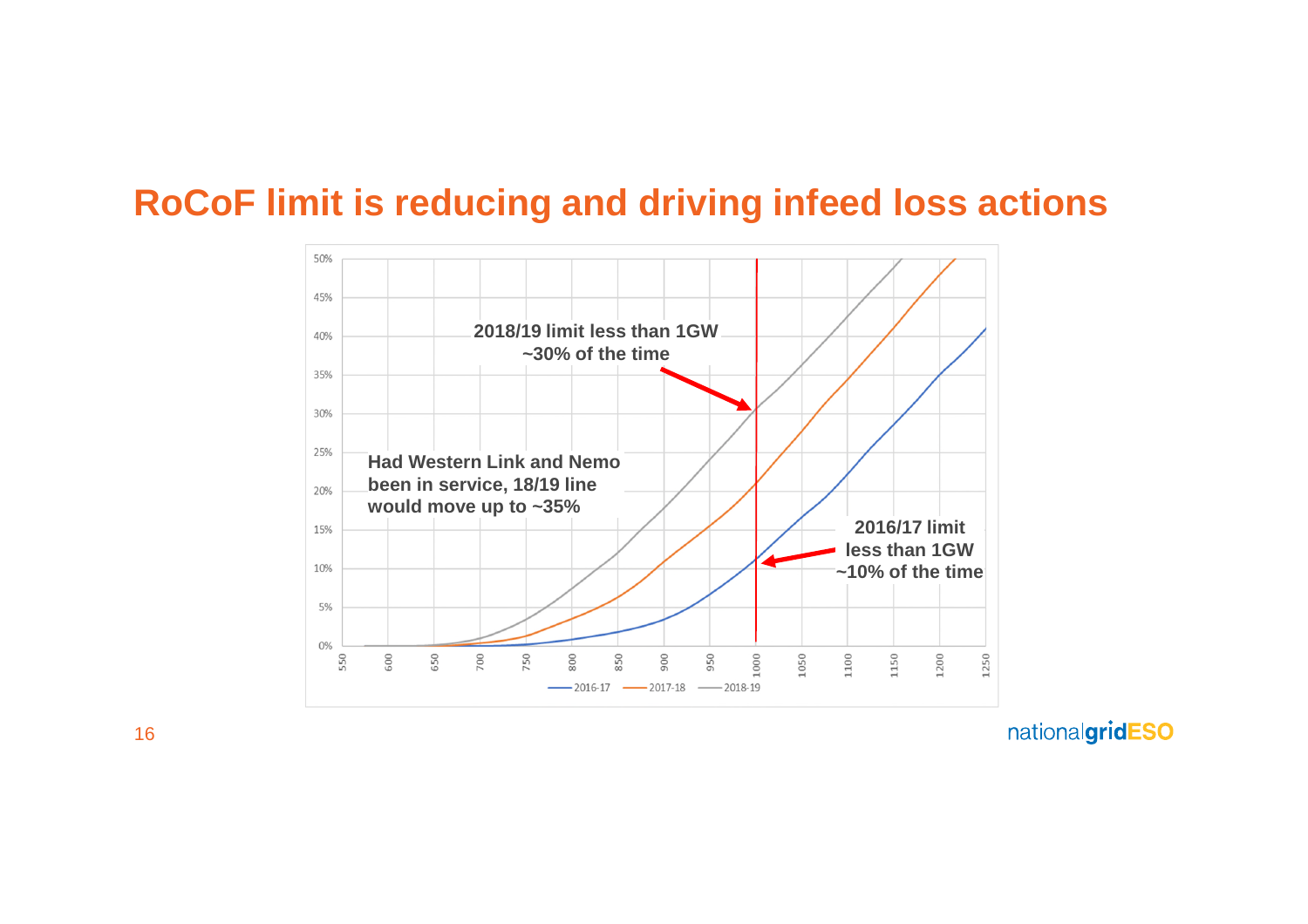# RoCoF limit is reducing and driving infeed loss actions

**2018/19 limit less than 1GW ~30% of the time**

**Had Western Link and Nemo been in service, 18/19 line would move up to ~35%**

**2016/17 limit less than 1GW ~10% of the time**

50%
45%
40%
35%
30%
25%
20%
15%
10%
5%
0%

550 600 650 700 750 800 850 900 950 1000 1050 1100 1150 1200 1250

2016-17 2017-18 2018-19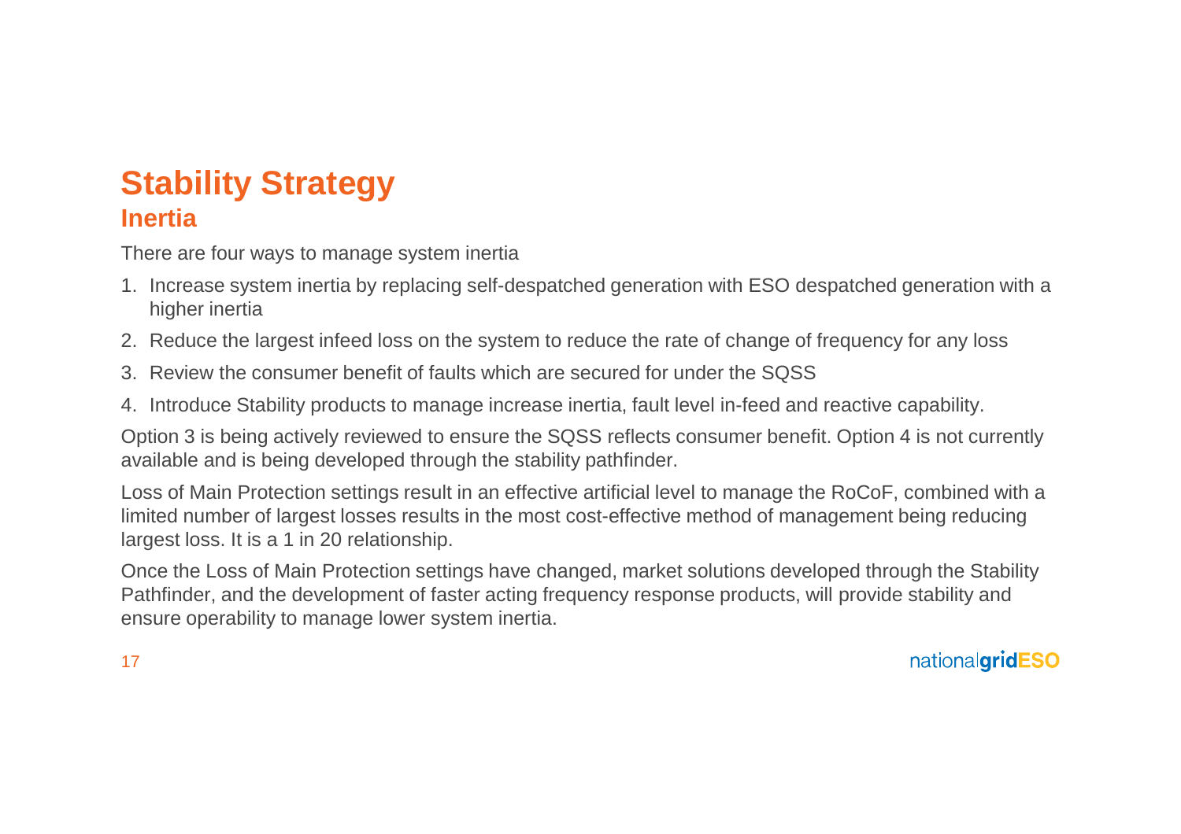# Stability Strategy

## Inertia

There are four ways to manage system inertia

1. Increase system inertia by replacing self-despatched generation with ESO despatched generation with a higher inertia
2. Reduce the largest infeed loss on the system to reduce the rate of change of frequency for any loss
3. Review the consumer benefit of faults which are secured for under the SQSS
4. Introduce Stability products to manage increase inertia, fault level in-feed and reactive capability.

Option 3 is being actively reviewed to ensure the SQSS reflects consumer benefit. Option 4 is not currently available and is being developed through the stability pathfinder.

Loss of Main Protection settings result in an effective artificial level to manage the RoCoF, combined with a limited number of largest losses results in the most cost-effective method of management being reducing largest loss. It is a 1 in 20 relationship.

Once the Loss of Main Protection settings have changed, market solutions developed through the Stability Pathfinder, and the development of faster acting frequency response products, will provide stability and ensure operability to manage lower system inertia.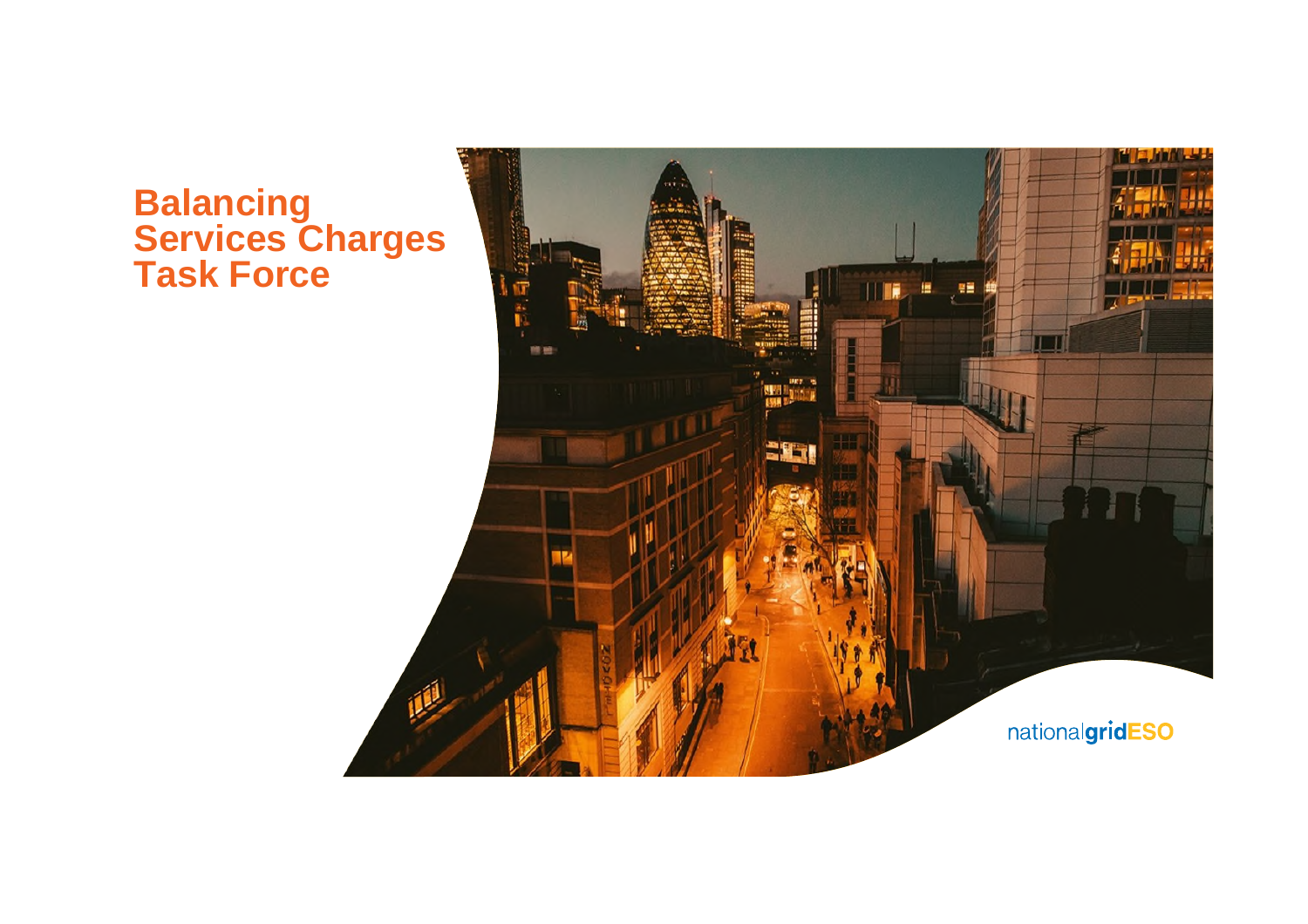# Balancing Services Charges Task Force

nationalgridESO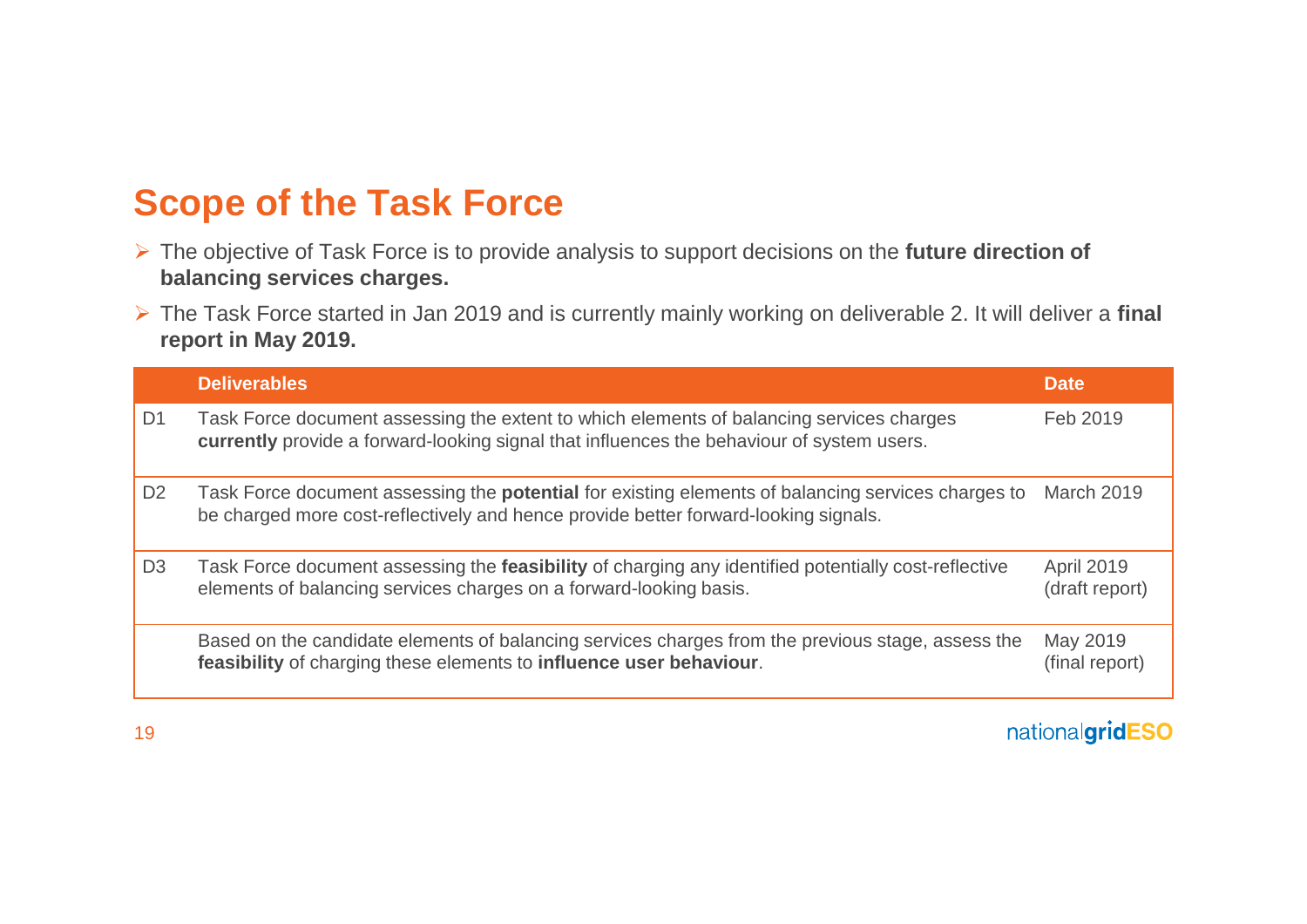# Scope of the Task Force

- The objective of Task Force is to provide analysis to support decisions on the **future direction of balancing services charges.**
- The Task Force started in Jan 2019 and is currently mainly working on deliverable 2. It will deliver a **final report in May 2019.**

| | Deliverables | Date |
|---|---|---|
| D1 | Task Force document assessing the extent to which elements of balancing services charges **currently** provide a forward-looking signal that influences the behaviour of system users. | Feb 2019 |
| D2 | Task Force document assessing the **potential** for existing elements of balancing services charges to be charged more cost-reflectively and hence provide better forward-looking signals. | March 2019 |
| D3 | Task Force document assessing the **feasibility** of charging any identified potentially cost-reflective elements of balancing services charges on a forward-looking basis. | April 2019 (draft report) |
| | Based on the candidate elements of balancing services charges from the previous stage, assess the **feasibility** of charging these elements to **influence user behaviour**. | May 2019 (final report) |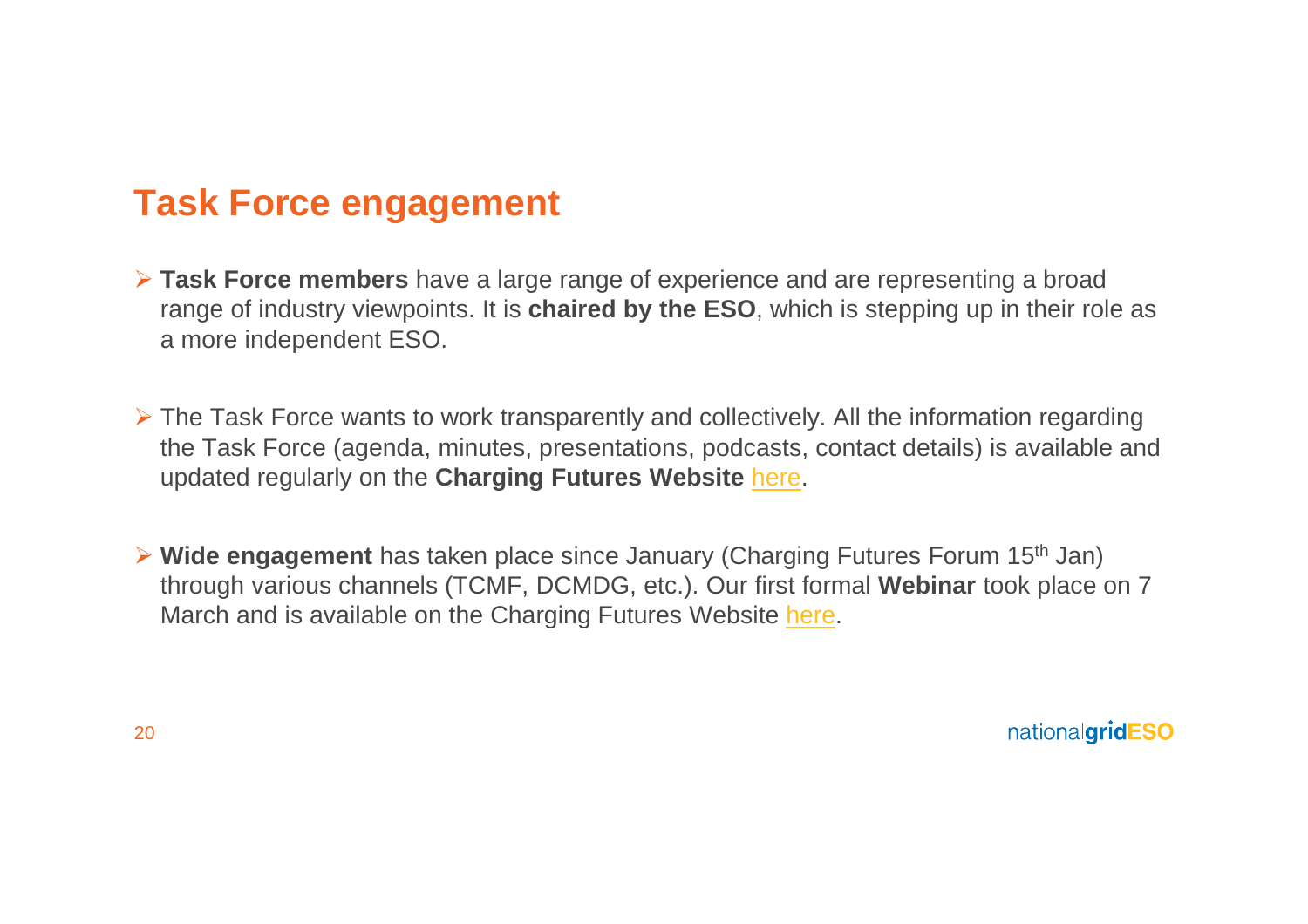## Task Force engagement

- **Task Force members** have a large range of experience and are representing a broad range of industry viewpoints. It is **chaired by the ESO**, which is stepping up in their role as a more independent ESO.

- The Task Force wants to work transparently and collectively. All the information regarding the Task Force (agenda, minutes, presentations, podcasts, contact details) is available and updated regularly on the **Charging Futures Website** here.

- **Wide engagement** has taken place since January (Charging Futures Forum 15th Jan) through various channels (TCMF, DCMDG, etc.). Our first formal **Webinar** took place on 7 March and is available on the Charging Futures Website here.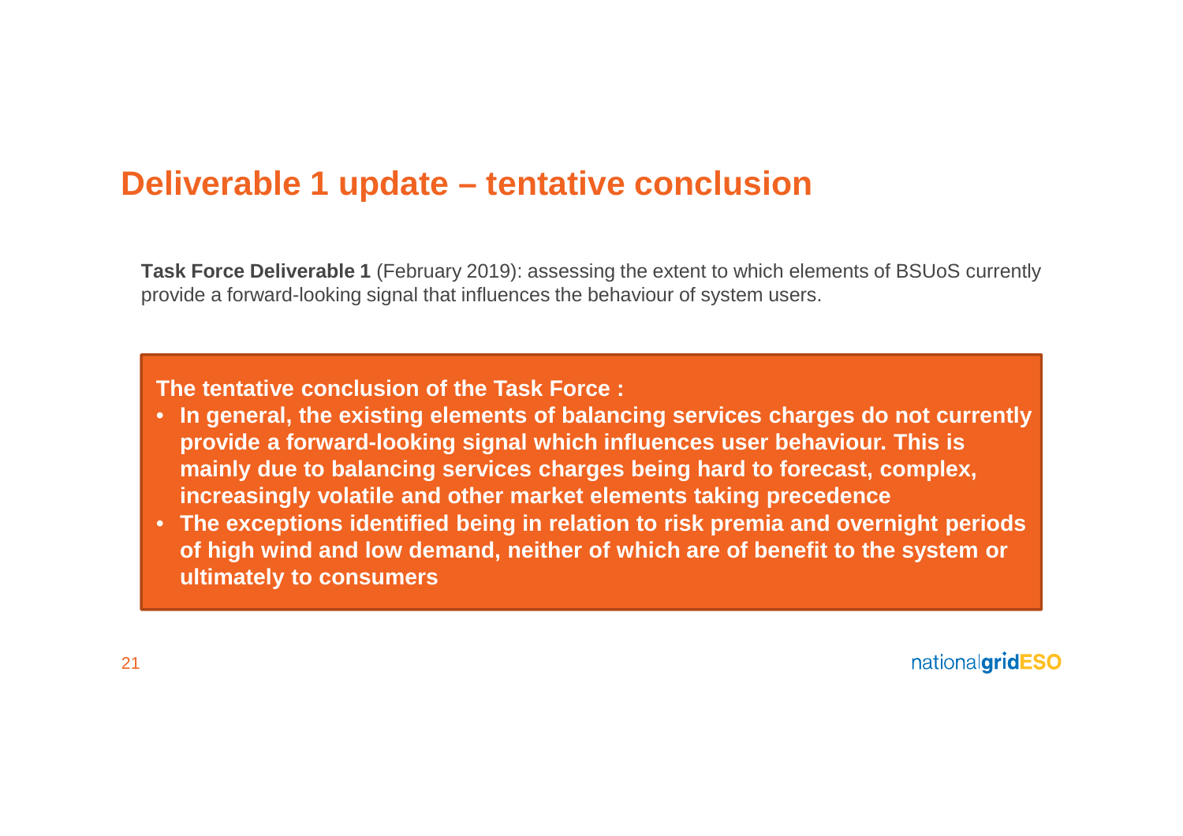# Deliverable 1 update – tentative conclusion

**Task Force Deliverable 1** (February 2019): assessing the extent to which elements of BSUoS currently provide a forward-looking signal that influences the behaviour of system users.

**The tentative conclusion of the Task Force :**

- **In general, the existing elements of balancing services charges do not currently provide a forward-looking signal which influences user behaviour. This is mainly due to balancing services charges being hard to forecast, complex, increasingly volatile and other market elements taking precedence**
- **The exceptions identified being in relation to risk premia and overnight periods of high wind and low demand, neither of which are of benefit to the system or ultimately to consumers**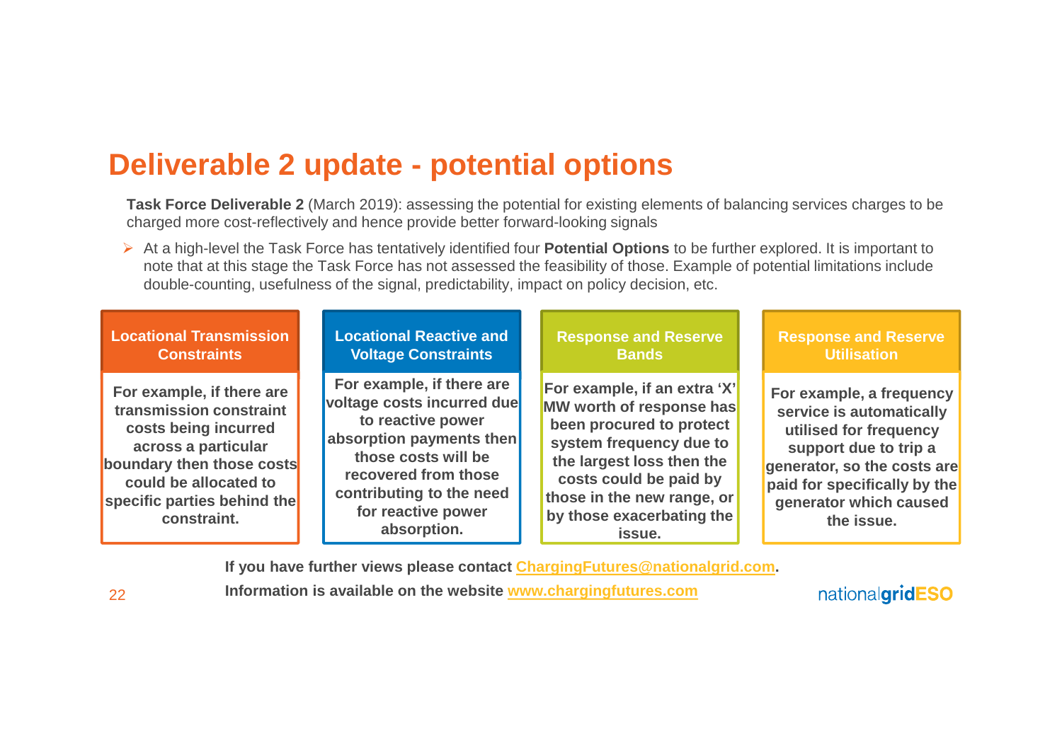# Deliverable 2 update - potential options

**Task Force Deliverable 2** (March 2019): assessing the potential for existing elements of balancing services charges to be charged more cost-reflectively and hence provide better forward-looking signals

- At a high-level the Task Force has tentatively identified four **Potential Options** to be further explored. It is important to note that at this stage the Task Force has not assessed the feasibility of those. Example of potential limitations include double-counting, usefulness of the signal, predictability, impact on policy decision, etc.

**Locational Transmission Constraints**

**For example, if there are transmission constraint costs being incurred across a particular boundary then those costs could be allocated to specific parties behind the constraint.**

**Locational Reactive and Voltage Constraints**

**For example, if there are voltage costs incurred due to reactive power absorption payments then those costs will be recovered from those contributing to the need for reactive power absorption.**

**Response and Reserve Bands**

**For example, if an extra 'X' MW worth of response has been procured to protect system frequency due to the largest loss then the costs could be paid by those in the new range, or by those exacerbating the issue.**

**Response and Reserve Utilisation**

**For example, a frequency service is automatically utilised for frequency support due to trip a generator, so the costs are paid for specifically by the generator which caused the issue.**

**If you have further views please contact ChargingFutures@nationalgrid.com.**

**Information is available on the website www.chargingfutures.com**

nationalgridESO